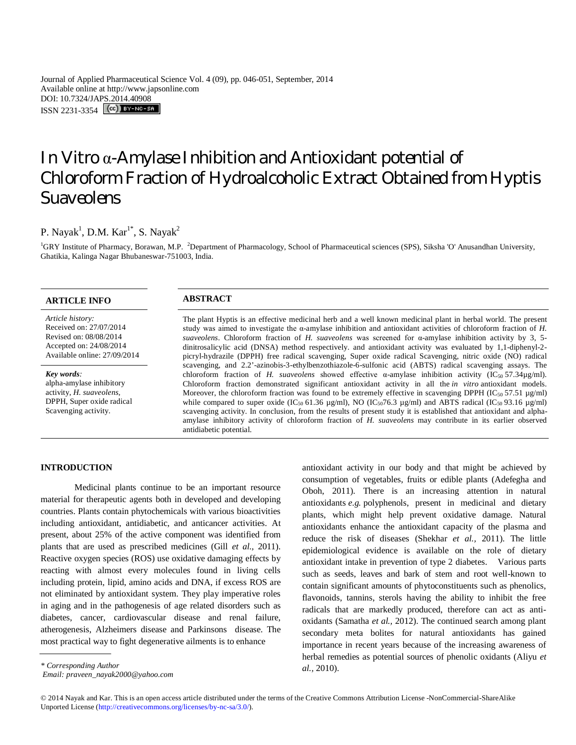Journal of Applied Pharmaceutical Science Vol. 4 (09), pp. 046-051, September, 2014
Available online at http://www.japsonline.com
DOI: 10.7324/JAPS.2014.40908
ISSN 2231-3354

# In Vitro α-Amylase Inhibition and Antioxidant potential of Chloroform Fraction of Hydroalcoholic Extract Obtained from Hyptis Suaveolens

P. Nayak[1], D.M. Kar[1*], S. Nayak[2]

[1]GRY Institute of Pharmacy, Borawan, M.P. [2]Department of Pharmacology, School of Pharmaceutical sciences (SPS), Siksha 'O' Anusandhan University, Ghatikia, Kalinga Nagar Bhubaneswar-751003, India.

## ARTICLE INFO

*Article history:*
Received on: 27/07/2014
Revised on: 08/08/2014
Accepted on: 24/08/2014
Available online: 27/09/2014

***Key words:***
alpha-amylase inhibitory activity, *H. suaveolens*, DPPH, Super oxide radical Scavenging activity.

## ABSTRACT

The plant Hyptis is an effective medicinal herb and a well known medicinal plant in herbal world. The present study was aimed to investigate the α-amylase inhibition and antioxidant activities of chloroform fraction of *H. suaveolens*. Chloroform fraction of *H. suaveolens* was screened for α-amylase inhibition activity by 3, 5-dinitrosalicylic acid (DNSA) method respectively. and antioxidant activity was evaluated by 1,1-diphenyl-2-picryl-hydrazile (DPPH) free radical scavenging, Super oxide radical Scavenging, nitric oxide (NO) radical scavenging, and 2.2'-azinobis-3-ethylbenzothiazole-6-sulfonic acid (ABTS) radical scavenging assays. The chloroform fraction of *H. suaveolens* showed effective α-amylase inhibition activity ($IC_{50}$ 57.34μg/ml). Chloroform fraction demonstrated significant antioxidant activity in all the *in vitro* antioxidant models. Moreover, the chloroform fraction was found to be extremely effective in scavenging DPPH ($IC_{50}$ 57.51 μg/ml) while compared to super oxide ($IC_{50}$ 61.36 μg/ml), NO ($IC_{50}$76.3 μg/ml) and ABTS radical ($IC_{50}$ 93.16 μg/ml) scavenging activity. In conclusion, from the results of present study it is established that antioxidant and alpha-amylase inhibitory activity of chloroform fraction of *H. suaveolens* may contribute in its earlier observed antidiabetic potential.

## INTRODUCTION

Medicinal plants continue to be an important resource material for therapeutic agents both in developed and developing countries. Plants contain phytochemicals with various bioactivities including antioxidant, antidiabetic, and anticancer activities. At present, about 25% of the active component was identified from plants that are used as prescribed medicines (Gill *et al.*, 2011). Reactive oxygen species (ROS) use oxidative damaging effects by reacting with almost every molecules found in living cells including protein, lipid, amino acids and DNA, if excess ROS are not eliminated by antioxidant system. They play imperative roles in aging and in the pathogenesis of age related disorders such as diabetes, cancer, cardiovascular disease and renal failure, atherogenesis, Alzheimers disease and Parkinsons disease. The most practical way to fight degenerative ailments is to enhance antioxidant activity in our body and that might be achieved by consumption of vegetables, fruits or edible plants (Adefegha and Oboh, 2011). There is an increasing attention in natural antioxidants *e.g.* polyphenols, present in medicinal and dietary plants, which might help prevent oxidative damage. Natural antioxidants enhance the antioxidant capacity of the plasma and reduce the risk of diseases (Shekhar *et al.,* 2011). The little epidemiological evidence is available on the role of dietary antioxidant intake in prevention of type 2 diabetes. Various parts such as seeds, leaves and bark of stem and root well-known to contain significant amounts of phytoconstituents such as phenolics, flavonoids, tannins, sterols having the ability to inhibit the free radicals that are markedly produced, therefore can act as anti-oxidants (Samatha *et al.,* 2012). The continued search among plant secondary meta bolites for natural antioxidants has gained importance in recent years because of the increasing awareness of herbal remedies as potential sources of phenolic oxidants (Aliyu *et al.,* 2010).

\* *Corresponding Author*
*Email: praveen_nayak2000@yahoo.com*

© 2014 Nayak and Kar. This is an open access article distributed under the terms of the Creative Commons Attribution License -NonCommercial-ShareAlike Unported License (http://creativecommons.org/licenses/by-nc-sa/3.0/).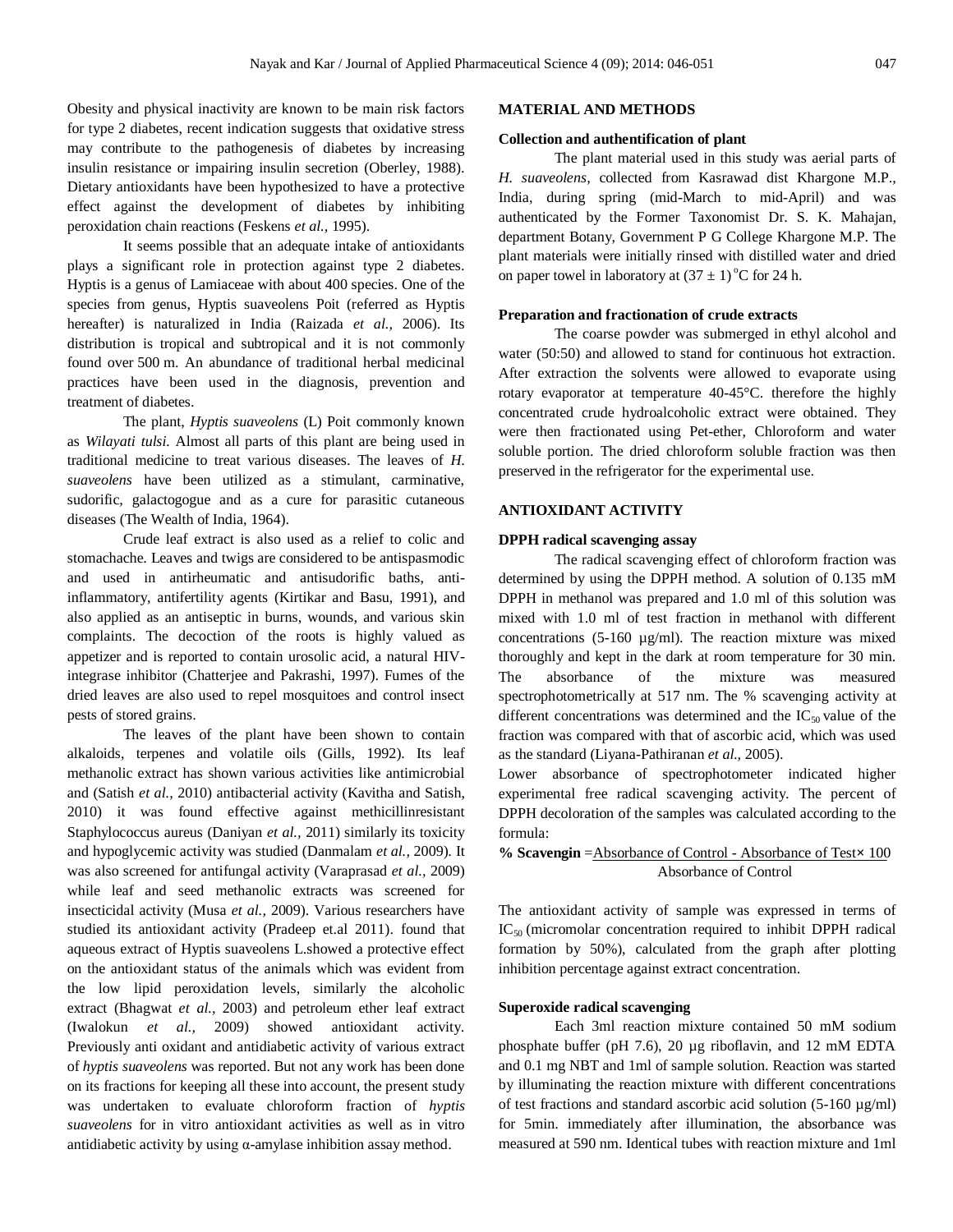Obesity and physical inactivity are known to be main risk factors for type 2 diabetes, recent indication suggests that oxidative stress may contribute to the pathogenesis of diabetes by increasing insulin resistance or impairing insulin secretion (Oberley, 1988). Dietary antioxidants have been hypothesized to have a protective effect against the development of diabetes by inhibiting peroxidation chain reactions (Feskens *et al.,* 1995).

It seems possible that an adequate intake of antioxidants plays a significant role in protection against type 2 diabetes. Hyptis is a genus of Lamiaceae with about 400 species. One of the species from genus, Hyptis suaveolens Poit (referred as Hyptis hereafter) is naturalized in India (Raizada *et al.,* 2006). Its distribution is tropical and subtropical and it is not commonly found over 500 m. An abundance of traditional herbal medicinal practices have been used in the diagnosis, prevention and treatment of diabetes.

The plant, *Hyptis suaveolens* (L) Poit commonly known as *Wilayati tulsi.* Almost all parts of this plant are being used in traditional medicine to treat various diseases. The leaves of *H. suaveolens* have been utilized as a stimulant, carminative, sudorific, galactogogue and as a cure for parasitic cutaneous diseases (The Wealth of India, 1964).

Crude leaf extract is also used as a relief to colic and stomachache. Leaves and twigs are considered to be antispasmodic and used in antirheumatic and antisudorific baths, anti-inflammatory, antifertility agents (Kirtikar and Basu, 1991), and also applied as an antiseptic in burns, wounds, and various skin complaints. The decoction of the roots is highly valued as appetizer and is reported to contain urosolic acid, a natural HIV-integrase inhibitor (Chatterjee and Pakrashi, 1997). Fumes of the dried leaves are also used to repel mosquitoes and control insect pests of stored grains.

The leaves of the plant have been shown to contain alkaloids, terpenes and volatile oils (Gills, 1992). Its leaf methanolic extract has shown various activities like antimicrobial and (Satish *et al.,* 2010) antibacterial activity (Kavitha and Satish, 2010) it was found effective against methicillinresistant Staphylococcus aureus (Daniyan *et al.,* 2011) similarly its toxicity and hypoglycemic activity was studied (Danmalam *et al.,* 2009). It was also screened for antifungal activity (Varaprasad *et al.,* 2009) while leaf and seed methanolic extracts was screened for insecticidal activity (Musa *et al.,* 2009). Various researchers have studied its antioxidant activity (Pradeep et.al 2011). found that aqueous extract of Hyptis suaveolens L.showed a protective effect on the antioxidant status of the animals which was evident from the low lipid peroxidation levels, similarly the alcoholic extract (Bhagwat *et al.,* 2003) and petroleum ether leaf extract (Iwalokun *et al.,* 2009) showed antioxidant activity. Previously anti oxidant and antidiabetic activity of various extract of *hyptis suaveolens* was reported. But not any work has been done on its fractions for keeping all these into account, the present study was undertaken to evaluate chloroform fraction of *hyptis suaveolens* for in vitro antioxidant activities as well as in vitro antidiabetic activity by using α-amylase inhibition assay method.

## MATERIAL AND METHODS

### Collection and authentification of plant

The plant material used in this study was aerial parts of *H. suaveolens,* collected from Kasrawad dist Khargone M.P., India, during spring (mid-March to mid-April) and was authenticated by the Former Taxonomist Dr. S. K. Mahajan, department Botany, Government P G College Khargone M.P. The plant materials were initially rinsed with distilled water and dried on paper towel in laboratory at $(37 \pm 1)\,^{o}C$ for 24 h.

### Preparation and fractionation of crude extracts

The coarse powder was submerged in ethyl alcohol and water (50:50) and allowed to stand for continuous hot extraction. After extraction the solvents were allowed to evaporate using rotary evaporator at temperature 40-45°C. therefore the highly concentrated crude hydroalcoholic extract were obtained. They were then fractionated using Pet-ether, Chloroform and water soluble portion. The dried chloroform soluble fraction was then preserved in the refrigerator for the experimental use.

## ANTIOXIDANT ACTIVITY

### DPPH radical scavenging assay

The radical scavenging effect of chloroform fraction was determined by using the DPPH method. A solution of 0.135 mM DPPH in methanol was prepared and 1.0 ml of this solution was mixed with 1.0 ml of test fraction in methanol with different concentrations (5-160 µg/ml). The reaction mixture was mixed thoroughly and kept in the dark at room temperature for 30 min. The absorbance of the mixture was measured spectrophotometrically at 517 nm. The % scavenging activity at different concentrations was determined and the $IC_{50}$ value of the fraction was compared with that of ascorbic acid, which was used as the standard (Liyana-Pathiranan *et al.,* 2005).

Lower absorbance of spectrophotometer indicated higher experimental free radical scavenging activity. The percent of DPPH decoloration of the samples was calculated according to the formula:

$$\textbf{\% Scavengin} = \frac{\text{Absorbance of Control} - \text{Absorbance of Test} \times 100}{\text{Absorbance of Control}}$$

The antioxidant activity of sample was expressed in terms of $IC_{50}$ (micromolar concentration required to inhibit DPPH radical formation by 50%), calculated from the graph after plotting inhibition percentage against extract concentration.

### Superoxide radical scavenging

Each 3ml reaction mixture contained 50 mM sodium phosphate buffer (pH 7.6), 20 µg riboflavin, and 12 mM EDTA and 0.1 mg NBT and 1ml of sample solution. Reaction was started by illuminating the reaction mixture with different concentrations of test fractions and standard ascorbic acid solution (5-160 µg/ml) for 5min. immediately after illumination, the absorbance was measured at 590 nm. Identical tubes with reaction mixture and 1ml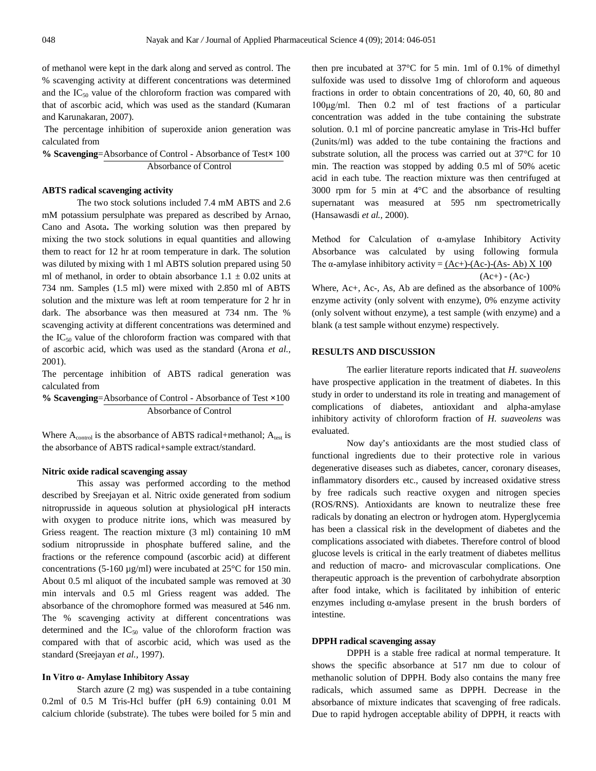of methanol were kept in the dark along and served as control. The % scavenging activity at different concentrations was determined and the $IC_{50}$ value of the chloroform fraction was compared with that of ascorbic acid, which was used as the standard (Kumaran and Karunakaran, 2007).

The percentage inhibition of superoxide anion generation was calculated from

$$\textbf{\% Scavenging} = \frac{\text{Absorbance of Control - Absorbance of Test}}{\text{Absorbance of Control}} \times 100$$

### ABTS radical scavenging activity

The two stock solutions included 7.4 mM ABTS and 2.6 mM potassium persulphate was prepared as described by Arnao, Cano and Asota**.** The working solution was then prepared by mixing the two stock solutions in equal quantities and allowing them to react for 12 hr at room temperature in dark. The solution was diluted by mixing with 1 ml ABTS solution prepared using 50 ml of methanol, in order to obtain absorbance 1.1 ± 0.02 units at 734 nm. Samples (1.5 ml) were mixed with 2.850 ml of ABTS solution and the mixture was left at room temperature for 2 hr in dark. The absorbance was then measured at 734 nm. The % scavenging activity at different concentrations was determined and the $IC_{50}$ value of the chloroform fraction was compared with that of ascorbic acid, which was used as the standard (Arona *et al.,* 2001).

The percentage inhibition of ABTS radical generation was calculated from

$$\textbf{\% Scavenging} = \frac{\text{Absorbance of Control - Absorbance of Test}}{\text{Absorbance of Control}} \times 100$$

Where $A_{control}$ is the absorbance of ABTS radical+methanol; $A_{test}$ is the absorbance of ABTS radical+sample extract/standard.

### Nitric oxide radical scavenging assay

This assay was performed according to the method described by Sreejayan et al. Nitric oxide generated from sodium nitroprusside in aqueous solution at physiological pH interacts with oxygen to produce nitrite ions, which was measured by Griess reagent. The reaction mixture (3 ml) containing 10 mM sodium nitroprusside in phosphate buffered saline, and the fractions or the reference compound (ascorbic acid) at different concentrations (5-160 µg/ml) were incubated at 25°C for 150 min. About 0.5 ml aliquot of the incubated sample was removed at 30 min intervals and 0.5 ml Griess reagent was added. The absorbance of the chromophore formed was measured at 546 nm. The % scavenging activity at different concentrations was determined and the $IC_{50}$ value of the chloroform fraction was compared with that of ascorbic acid, which was used as the standard (Sreejayan *et al.,* 1997).

### In Vitro α- Amylase Inhibitory Assay

Starch azure (2 mg) was suspended in a tube containing 0.2ml of 0.5 M Tris-Hcl buffer (pH 6.9) containing 0.01 M calcium chloride (substrate). The tubes were boiled for 5 min and then pre incubated at 37°C for 5 min. 1ml of 0.1% of dimethyl sulfoxide was used to dissolve 1mg of chloroform and aqueous fractions in order to obtain concentrations of 20, 40, 60, 80 and 100µg/ml. Then 0.2 ml of test fractions of a particular concentration was added in the tube containing the substrate solution. 0.1 ml of porcine pancreatic amylase in Tris-Hcl buffer (2units/ml) was added to the tube containing the fractions and substrate solution, all the process was carried out at 37°C for 10 min. The reaction was stopped by adding 0.5 ml of 50% acetic acid in each tube. The reaction mixture was then centrifuged at 3000 rpm for 5 min at 4°C and the absorbance of resulting supernatant was measured at 595 nm spectrometrically (Hansawasdi *et al.,* 2000).

Method for Calculation of α-amylase Inhibitory Activity Absorbance was calculated by using following formula

$$\text{The } \alpha\text{-amylase inhibitory activity} = \frac{(Ac+)-(Ac-)-(As-Ab)}{(Ac+)-(Ac-)} \times 100$$

Where, Ac+, Ac-, As, Ab are defined as the absorbance of 100% enzyme activity (only solvent with enzyme), 0% enzyme activity (only solvent without enzyme), a test sample (with enzyme) and a blank (a test sample without enzyme) respectively.

## RESULTS AND DISCUSSION

The earlier literature reports indicated that *H. suaveolens* have prospective application in the treatment of diabetes. In this study in order to understand its role in treating and management of complications of diabetes, antioxidant and alpha-amylase inhibitory activity of chloroform fraction of *H. suaveolens* was evaluated.

Now day's antioxidants are the most studied class of functional ingredients due to their protective role in various degenerative diseases such as diabetes, cancer, coronary diseases, inflammatory disorders etc., caused by increased oxidative stress by free radicals such reactive oxygen and nitrogen species (ROS/RNS). Antioxidants are known to neutralize these free radicals by donating an electron or hydrogen atom. Hyperglycemia has been a classical risk in the development of diabetes and the complications associated with diabetes. Therefore control of blood glucose levels is critical in the early treatment of diabetes mellitus and reduction of macro- and microvascular complications. One therapeutic approach is the prevention of carbohydrate absorption after food intake, which is facilitated by inhibition of enteric enzymes including α-amylase present in the brush borders of intestine.

### DPPH radical scavenging assay

DPPH is a stable free radical at normal temperature. It shows the specific absorbance at 517 nm due to colour of methanolic solution of DPPH. Body also contains the many free radicals, which assumed same as DPPH. Decrease in the absorbance of mixture indicates that scavenging of free radicals. Due to rapid hydrogen acceptable ability of DPPH, it reacts with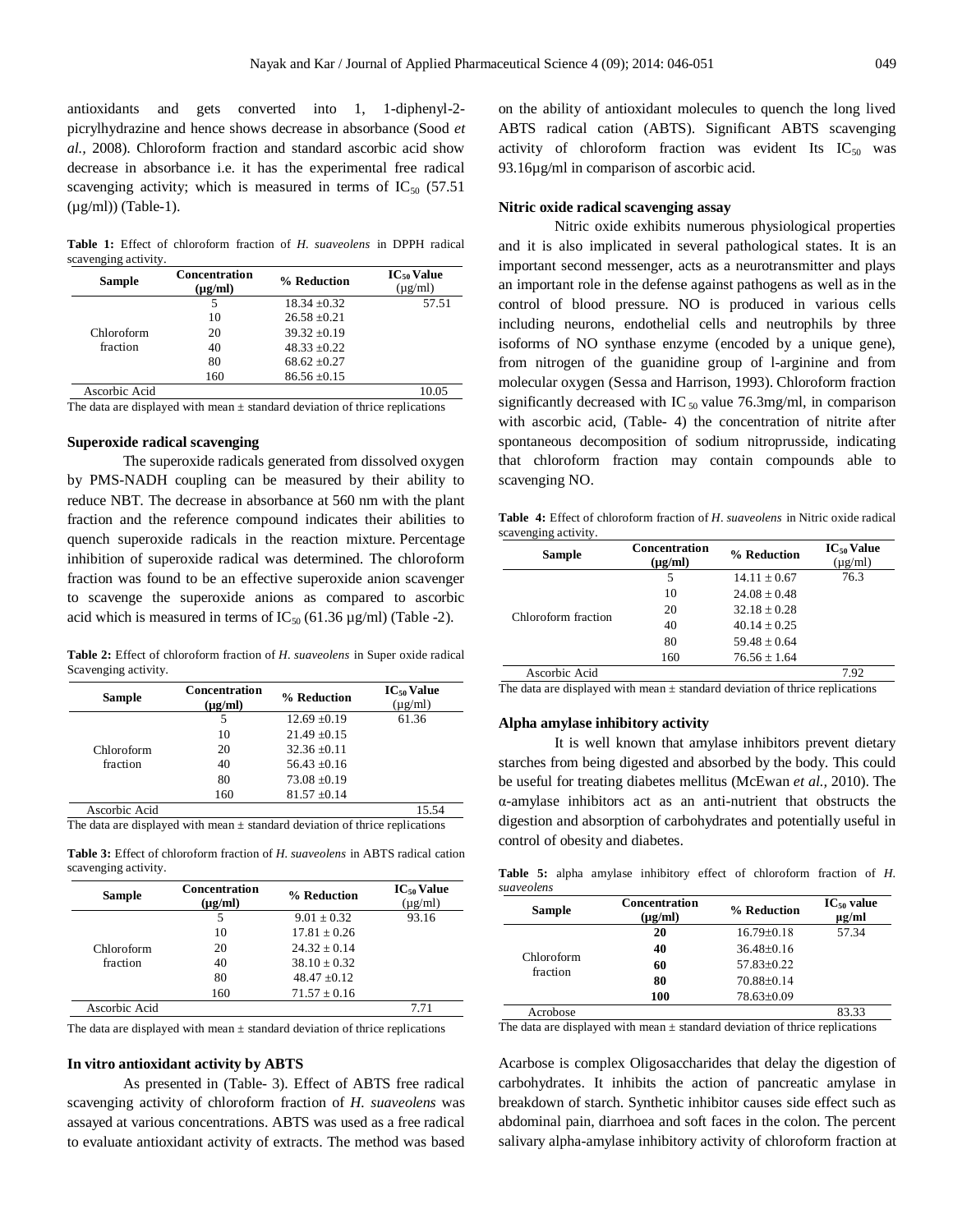antioxidants and gets converted into 1, 1-diphenyl-2-picrylhydrazine and hence shows decrease in absorbance (Sood *et al.,* 2008). Chloroform fraction and standard ascorbic acid show decrease in absorbance i.e. it has the experimental free radical scavenging activity; which is measured in terms of $IC_{50}$ (57.51 (µg/ml)) (Table-1).

**Table 1:** Effect of chloroform fraction of *H. suaveolens* in DPPH radical scavenging activity.

| Sample | Concentration (µg/ml) | % Reduction | $IC_{50}$ Value (µg/ml) |
|---|---|---|---|
| Chloroform fraction | 5 | 18.34 ±0.32 | 57.51 |
| | 10 | 26.58 ±0.21 | |
| | 20 | 39.32 ±0.19 | |
| | 40 | 48.33 ±0.22 | |
| | 80 | 68.62 ±0.27 | |
| | 160 | 86.56 ±0.15 | |
| Ascorbic Acid | | | 10.05 |

The data are displayed with mean ± standard deviation of thrice replications

### Superoxide radical scavenging

The superoxide radicals generated from dissolved oxygen by PMS-NADH coupling can be measured by their ability to reduce NBT. The decrease in absorbance at 560 nm with the plant fraction and the reference compound indicates their abilities to quench superoxide radicals in the reaction mixture. Percentage inhibition of superoxide radical was determined. The chloroform fraction was found to be an effective superoxide anion scavenger to scavenge the superoxide anions as compared to ascorbic acid which is measured in terms of $IC_{50}$ (61.36 µg/ml) (Table -2).

**Table 2:** Effect of chloroform fraction of *H. suaveolens* in Super oxide radical Scavenging activity.

| Sample | Concentration (µg/ml) | % Reduction | $IC_{50}$ Value (µg/ml) |
|---|---|---|---|
| Chloroform fraction | 5 | 12.69 ±0.19 | 61.36 |
| | 10 | 21.49 ±0.15 | |
| | 20 | 32.36 ±0.11 | |
| | 40 | 56.43 ±0.16 | |
| | 80 | 73.08 ±0.19 | |
| | 160 | 81.57 ±0.14 | |
| Ascorbic Acid | | | 15.54 |

The data are displayed with mean ± standard deviation of thrice replications

**Table 3:** Effect of chloroform fraction of *H. suaveolens* in ABTS radical cation scavenging activity.

| Sample | Concentration (µg/ml) | % Reduction | $IC_{50}$ Value (µg/ml) |
|---|---|---|---|
| Chloroform fraction | 5 | 9.01 ± 0.32 | 93.16 |
| | 10 | 17.81 ± 0.26 | |
| | 20 | 24.32 ± 0.14 | |
| | 40 | 38.10 ± 0.32 | |
| | 80 | 48.47 ±0.12 | |
| | 160 | 71.57 ± 0.16 | |
| Ascorbic Acid | | | 7.71 |

The data are displayed with mean ± standard deviation of thrice replications

### In vitro antioxidant activity by ABTS

As presented in (Table- 3). Effect of ABTS free radical scavenging activity of chloroform fraction of *H. suaveolens* was assayed at various concentrations. ABTS was used as a free radical to evaluate antioxidant activity of extracts. The method was based on the ability of antioxidant molecules to quench the long lived ABTS radical cation (ABTS). Significant ABTS scavenging activity of chloroform fraction was evident Its $IC_{50}$ was 93.16µg/ml in comparison of ascorbic acid.

### Nitric oxide radical scavenging assay

Nitric oxide exhibits numerous physiological properties and it is also implicated in several pathological states. It is an important second messenger, acts as a neurotransmitter and plays an important role in the defense against pathogens as well as in the control of blood pressure. NO is produced in various cells including neurons, endothelial cells and neutrophils by three isoforms of NO synthase enzyme (encoded by a unique gene), from nitrogen of the guanidine group of l-arginine and from molecular oxygen (Sessa and Harrison, 1993). Chloroform fraction significantly decreased with $IC_{50}$ value 76.3mg/ml, in comparison with ascorbic acid, (Table- 4) the concentration of nitrite after spontaneous decomposition of sodium nitroprusside, indicating that chloroform fraction may contain compounds able to scavenging NO.

**Table 4:** Effect of chloroform fraction of *H. suaveolens* in Nitric oxide radical scavenging activity.

| Sample | Concentration (µg/ml) | % Reduction | $IC_{50}$ Value (µg/ml) |
|---|---|---|---|
| Chloroform fraction | 5 | 14.11 ± 0.67 | 76.3 |
| | 10 | 24.08 ± 0.48 | |
| | 20 | 32.18 ± 0.28 | |
| | 40 | 40.14 ± 0.25 | |
| | 80 | 59.48 ± 0.64 | |
| | 160 | 76.56 ± 1.64 | |
| Ascorbic Acid | | | 7.92 |

The data are displayed with mean ± standard deviation of thrice replications

### Alpha amylase inhibitory activity

It is well known that amylase inhibitors prevent dietary starches from being digested and absorbed by the body. This could be useful for treating diabetes mellitus (McEwan *et al.,* 2010). The α-amylase inhibitors act as an anti-nutrient that obstructs the digestion and absorption of carbohydrates and potentially useful in control of obesity and diabetes.

**Table 5:** alpha amylase inhibitory effect of chloroform fraction of *H. suaveolens*

| Sample | Concentration (µg/ml) | % Reduction | $IC_{50}$ value µg/ml |
|---|---|---|---|
| Chloroform fraction | **20** | 16.79±0.18 | 57.34 |
| | **40** | 36.48±0.16 | |
| | **60** | 57.83±0.22 | |
| | **80** | 70.88±0.14 | |
| | **100** | 78.63±0.09 | |
| Acrobose | | | 83.33 |

The data are displayed with mean ± standard deviation of thrice replications

Acarbose is complex Oligosaccharides that delay the digestion of carbohydrates. It inhibits the action of pancreatic amylase in breakdown of starch. Synthetic inhibitor causes side effect such as abdominal pain, diarrhoea and soft faces in the colon. The percent salivary alpha-amylase inhibitory activity of chloroform fraction at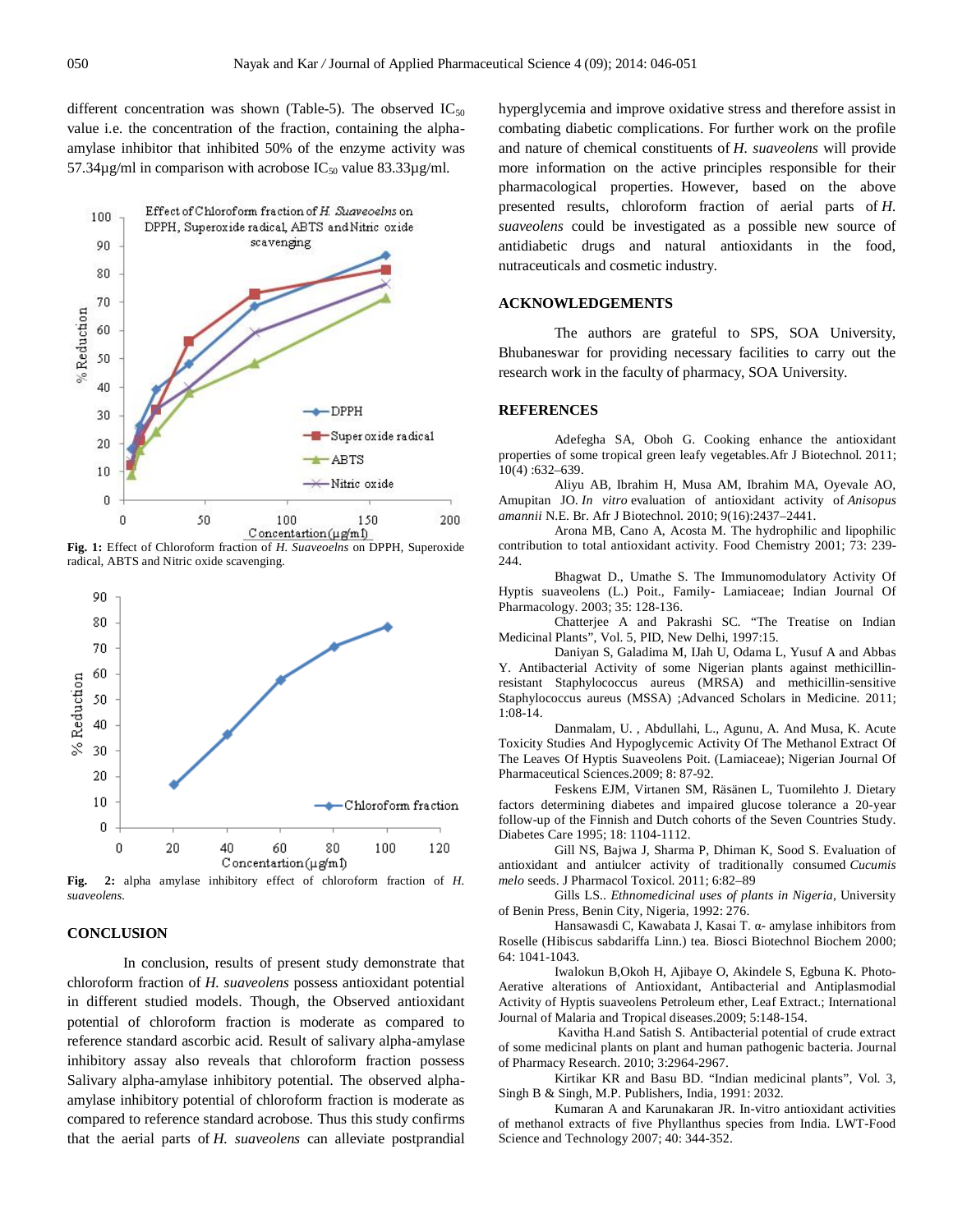different concentration was shown (Table-5). The observed $IC_{50}$ value i.e. the concentration of the fraction, containing the alpha-amylase inhibitor that inhibited 50% of the enzyme activity was 57.34µg/ml in comparison with acrobose $IC_{50}$ value 83.33µg/ml.

**Fig. 1:** Effect of Chloroform fraction of *H. Suaveoelns* on DPPH, Superoxide radical, ABTS and Nitric oxide scavenging.

**Fig. 2:** alpha amylase inhibitory effect of chloroform fraction of *H. suaveolens*.

## CONCLUSION

In conclusion, results of present study demonstrate that chloroform fraction of *H. suaveolens* possess antioxidant potential in different studied models. Though, the Observed antioxidant potential of chloroform fraction is moderate as compared to reference standard ascorbic acid. Result of salivary alpha-amylase inhibitory assay also reveals that chloroform fraction possess Salivary alpha-amylase inhibitory potential. The observed alpha-amylase inhibitory potential of chloroform fraction is moderate as compared to reference standard acrobose. Thus this study confirms that the aerial parts of *H. suaveolens* can alleviate postprandial hyperglycemia and improve oxidative stress and therefore assist in combating diabetic complications. For further work on the profile and nature of chemical constituents of *H. suaveolens* will provide more information on the active principles responsible for their pharmacological properties. However, based on the above presented results, chloroform fraction of aerial parts of *H. suaveolens* could be investigated as a possible new source of antidiabetic drugs and natural antioxidants in the food, nutraceuticals and cosmetic industry.

## ACKNOWLEDGEMENTS

The authors are grateful to SPS, SOA University, Bhubaneswar for providing necessary facilities to carry out the research work in the faculty of pharmacy, SOA University.

## REFERENCES

Adefegha SA, Oboh G. Cooking enhance the antioxidant properties of some tropical green leafy vegetables.Afr J Biotechnol. 2011; 10(4) :632–639.

Aliyu AB, Ibrahim H, Musa AM, Ibrahim MA, Oyevale AO, Amupitan JO. *In vitro* evaluation of antioxidant activity of *Anisopus amannii* N.E. Br. Afr J Biotechnol. 2010; 9(16):2437–2441.

Arona MB, Cano A, Acosta M. The hydrophilic and lipophilic contribution to total antioxidant activity. Food Chemistry 2001; 73: 239-244.

Bhagwat D., Umathe S. The Immunomodulatory Activity Of Hyptis suaveolens (L.) Poit., Family- Lamiaceae; Indian Journal Of Pharmacology. 2003; 35: 128-136.

Chatterjee A and Pakrashi SC. "The Treatise on Indian Medicinal Plants", Vol. 5, PID, New Delhi, 1997:15.

Daniyan S, Galadima M, IJah U, Odama L, Yusuf A and Abbas Y. Antibacterial Activity of some Nigerian plants against methicillin-resistant Staphylococcus aureus (MRSA) and methicillin-sensitive Staphylococcus aureus (MSSA) ;Advanced Scholars in Medicine. 2011; 1:08-14.

Danmalam, U. , Abdullahi, L., Agunu, A. And Musa, K. Acute Toxicity Studies And Hypoglycemic Activity Of The Methanol Extract Of The Leaves Of Hyptis Suaveolens Poit. (Lamiaceae); Nigerian Journal Of Pharmaceutical Sciences.2009; 8: 87-92.

Feskens EJM, Virtanen SM, Räsänen L, Tuomilehto J. Dietary factors determining diabetes and impaired glucose tolerance a 20-year follow-up of the Finnish and Dutch cohorts of the Seven Countries Study. Diabetes Care 1995; 18: 1104-1112.

Gill NS, Bajwa J, Sharma P, Dhiman K, Sood S. Evaluation of antioxidant and antiulcer activity of traditionally consumed *Cucumis melo* seeds. J Pharmacol Toxicol. 2011; 6:82–89

Gills LS.. *Ethnomedicinal uses of plants in Nigeria*, University of Benin Press, Benin City, Nigeria, 1992: 276.

Hansawasdi C, Kawabata J, Kasai T. α- amylase inhibitors from Roselle (Hibiscus sabdariffa Linn.) tea. Biosci Biotechnol Biochem 2000; 64: 1041-1043.

Iwalokun B,Okoh H, Ajibaye O, Akindele S, Egbuna K. Photo-Aerative alterations of Antioxidant, Antibacterial and Antiplasmodial Activity of Hyptis suaveolens Petroleum ether, Leaf Extract.; International Journal of Malaria and Tropical diseases.2009; 5:148-154.

Kavitha H.and Satish S. Antibacterial potential of crude extract of some medicinal plants on plant and human pathogenic bacteria. Journal of Pharmacy Research. 2010; 3:2964-2967.

Kirtikar KR and Basu BD. "Indian medicinal plants", Vol. 3, Singh B & Singh, M.P. Publishers, India, 1991: 2032.

Kumaran A and Karunakaran JR. In-vitro antioxidant activities of methanol extracts of five Phyllanthus species from India. LWT-Food Science and Technology 2007; 40: 344-352.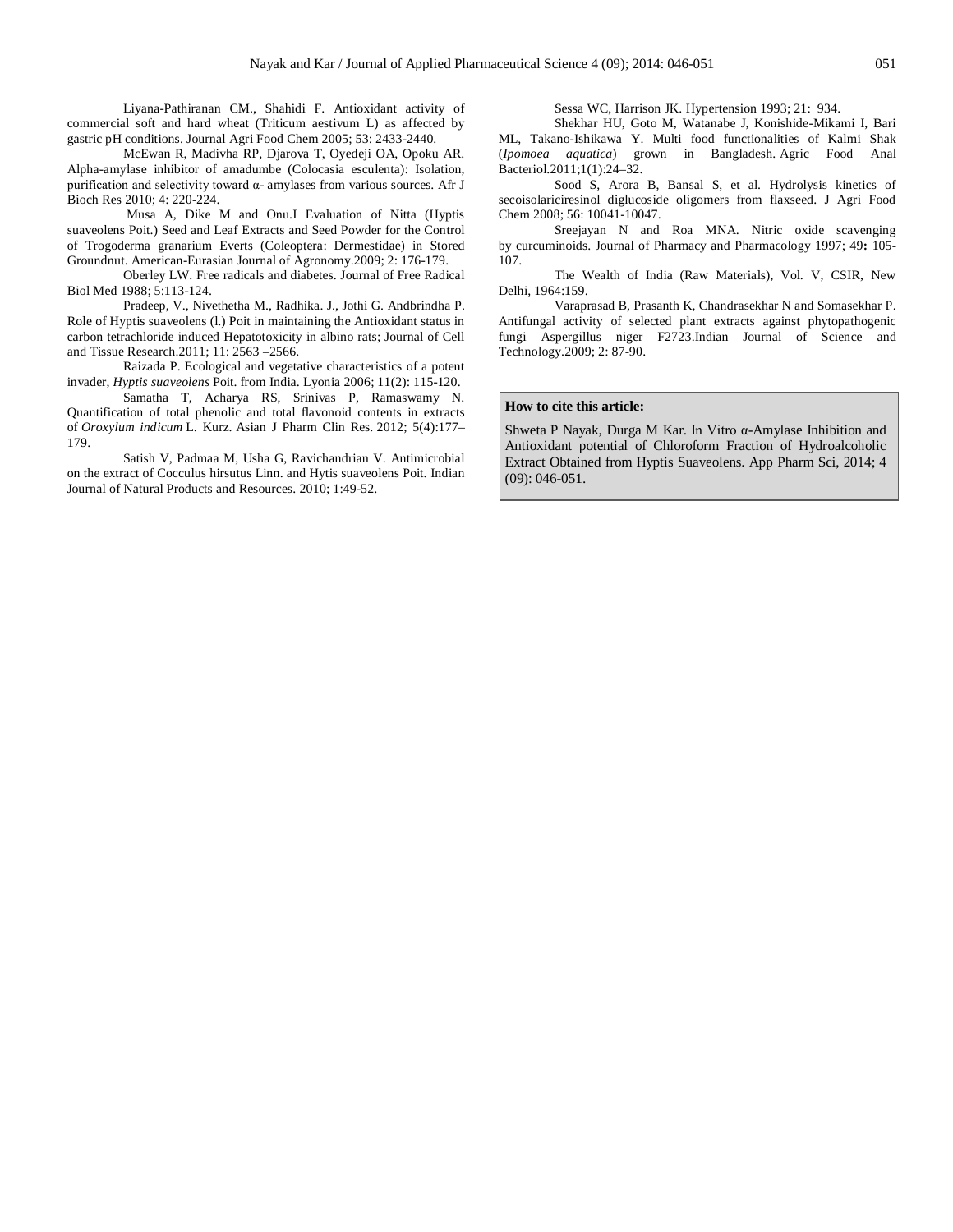Liyana-Pathiranan CM., Shahidi F. Antioxidant activity of commercial soft and hard wheat (Triticum aestivum L) as affected by gastric pH conditions. Journal Agri Food Chem 2005; 53: 2433-2440.

McEwan R, Madivha RP, Djarova T, Oyedeji OA, Opoku AR. Alpha-amylase inhibitor of amadumbe (Colocasia esculenta): Isolation, purification and selectivity toward α- amylases from various sources. Afr J Bioch Res 2010; 4: 220-224.

Musa A, Dike M and Onu.I Evaluation of Nitta (Hyptis suaveolens Poit.) Seed and Leaf Extracts and Seed Powder for the Control of Trogoderma granarium Everts (Coleoptera: Dermestidae) in Stored Groundnut. American-Eurasian Journal of Agronomy.2009; 2: 176-179.

Oberley LW. Free radicals and diabetes. Journal of Free Radical Biol Med 1988; 5:113-124.

Pradeep, V., Nivethetha M., Radhika. J., Jothi G. Andbrindha P. Role of Hyptis suaveolens (l.) Poit in maintaining the Antioxidant status in carbon tetrachloride induced Hepatotoxicity in albino rats; Journal of Cell and Tissue Research.2011; 11: 2563 –2566.

Raizada P. Ecological and vegetative characteristics of a potent invader, *Hyptis suaveolens* Poit. from India. Lyonia 2006; 11(2): 115-120.

Samatha T, Acharya RS, Srinivas P, Ramaswamy N. Quantification of total phenolic and total flavonoid contents in extracts of *Oroxylum indicum* L. Kurz. Asian J Pharm Clin Res. 2012; 5(4):177–179.

Satish V, Padmaa M, Usha G, Ravichandrian V. Antimicrobial on the extract of Cocculus hirsutus Linn. and Hytis suaveolens Poit. Indian Journal of Natural Products and Resources. 2010; 1:49-52.

Sessa WC, Harrison JK. Hypertension 1993; 21: 934.

Shekhar HU, Goto M, Watanabe J, Konishide-Mikami I, Bari ML, Takano-Ishikawa Y. Multi food functionalities of Kalmi Shak (*Ipomoea aquatica*) grown in Bangladesh. Agric Food Anal Bacteriol.2011;1(1):24–32.

Sood S, Arora B, Bansal S, et al. Hydrolysis kinetics of secoisolariciresinol diglucoside oligomers from flaxseed. J Agri Food Chem 2008; 56: 10041-10047.

Sreejayan N and Roa MNA. Nitric oxide scavenging by curcuminoids. Journal of Pharmacy and Pharmacology 1997; 49**:** 105-107.

The Wealth of India (Raw Materials), Vol. V, CSIR, New Delhi, 1964:159.

Varaprasad B, Prasanth K, Chandrasekhar N and Somasekhar P. Antifungal activity of selected plant extracts against phytopathogenic fungi Aspergillus niger F2723.Indian Journal of Science and Technology.2009; 2: 87-90.

**How to cite this article:**

Shweta P Nayak, Durga M Kar. In Vitro α-Amylase Inhibition and Antioxidant potential of Chloroform Fraction of Hydroalcoholic Extract Obtained from Hyptis Suaveolens. App Pharm Sci, 2014; 4 (09): 046-051.